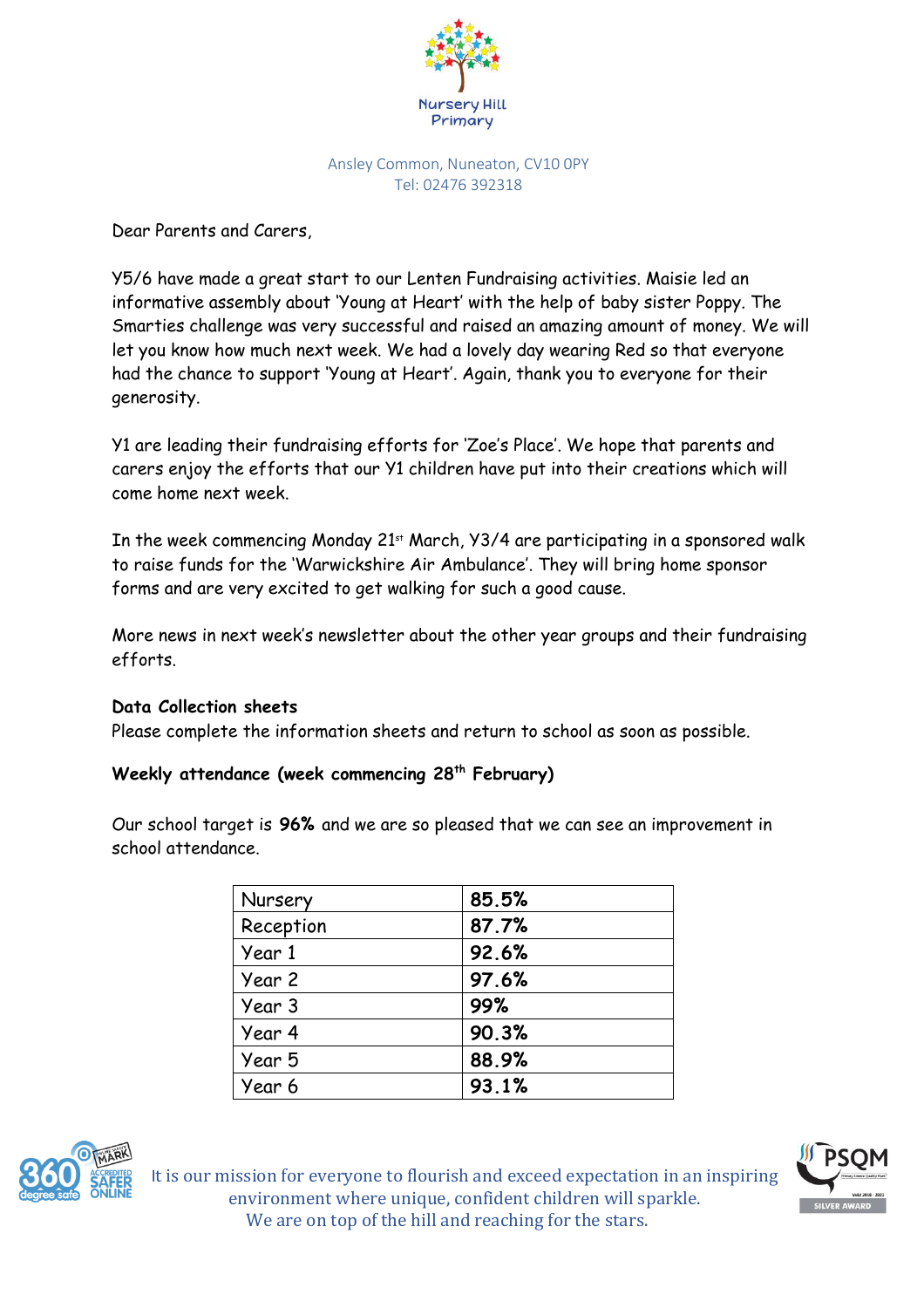Nursery Hill Primary

Ansley Common, Nuneaton, CV10 0PY
Tel: 02476 392318

Dear Parents and Carers,

Y5/6 have made a great start to our Lenten Fundraising activities. Maisie led an informative assembly about 'Young at Heart' with the help of baby sister Poppy. The Smarties challenge was very successful and raised an amazing amount of money. We will let you know how much next week. We had a lovely day wearing Red so that everyone had the chance to support 'Young at Heart'. Again, thank you to everyone for their generosity.

Y1 are leading their fundraising efforts for 'Zoe's Place'. We hope that parents and carers enjoy the efforts that our Y1 children have put into their creations which will come home next week.

In the week commencing Monday 21st March, Y3/4 are participating in a sponsored walk to raise funds for the 'Warwickshire Air Ambulance'. They will bring home sponsor forms and are very excited to get walking for such a good cause.

More news in next week's newsletter about the other year groups and their fundraising efforts.

**Data Collection sheets**

Please complete the information sheets and return to school as soon as possible.

**Weekly attendance (week commencing 28th February)**

Our school target is **96%** and we are so pleased that we can see an improvement in school attendance.

| | |
|---|---|
| Nursery | 85.5% |
| Reception | 87.7% |
| Year 1 | 92.6% |
| Year 2 | 97.6% |
| Year 3 | 99% |
| Year 4 | 90.3% |
| Year 5 | 88.9% |
| Year 6 | 93.1% |

It is our mission for everyone to flourish and exceed expectation in an inspiring environment where unique, confident children will sparkle.
We are on top of the hill and reaching for the stars.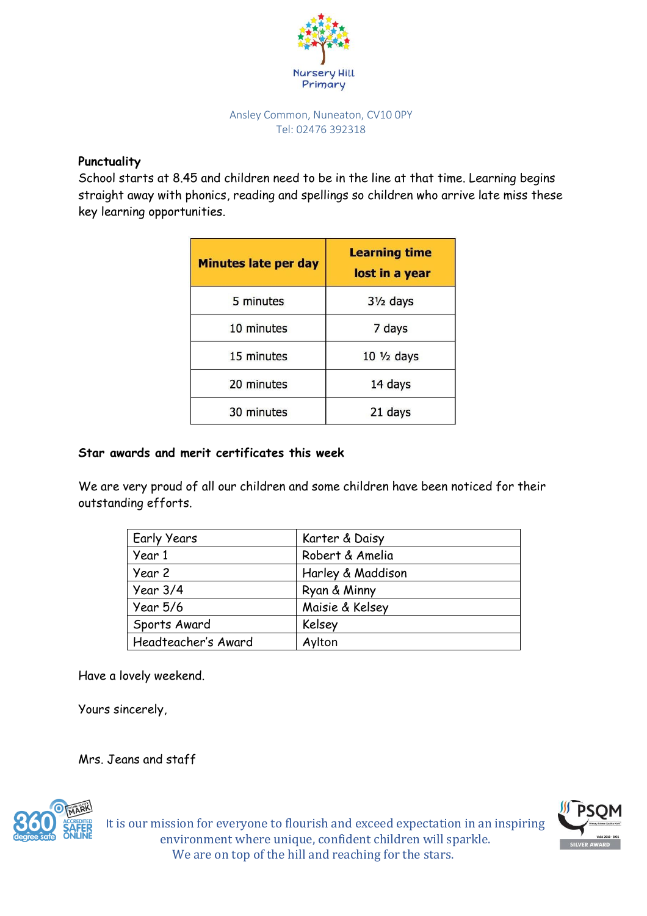Nursery Hill Primary

Ansley Common, Nuneaton, CV10 0PY
Tel: 02476 392318

**Punctuality**

School starts at 8.45 and children need to be in the line at that time. Learning begins straight away with phonics, reading and spellings so children who arrive late miss these key learning opportunities.

| Minutes late per day | Learning time lost in a year |
|---|---|
| 5 minutes | 3½ days |
| 10 minutes | 7 days |
| 15 minutes | 10 ½ days |
| 20 minutes | 14 days |
| 30 minutes | 21 days |

**Star awards and merit certificates this week**

We are very proud of all our children and some children have been noticed for their outstanding efforts.

| | |
|---|---|
| Early Years | Karter & Daisy |
| Year 1 | Robert & Amelia |
| Year 2 | Harley & Maddison |
| Year 3/4 | Ryan & Minny |
| Year 5/6 | Maisie & Kelsey |
| Sports Award | Kelsey |
| Headteacher's Award | Aylton |

Have a lovely weekend.

Yours sincerely,

Mrs. Jeans and staff

It is our mission for everyone to flourish and exceed expectation in an inspiring environment where unique, confident children will sparkle.
We are on top of the hill and reaching for the stars.